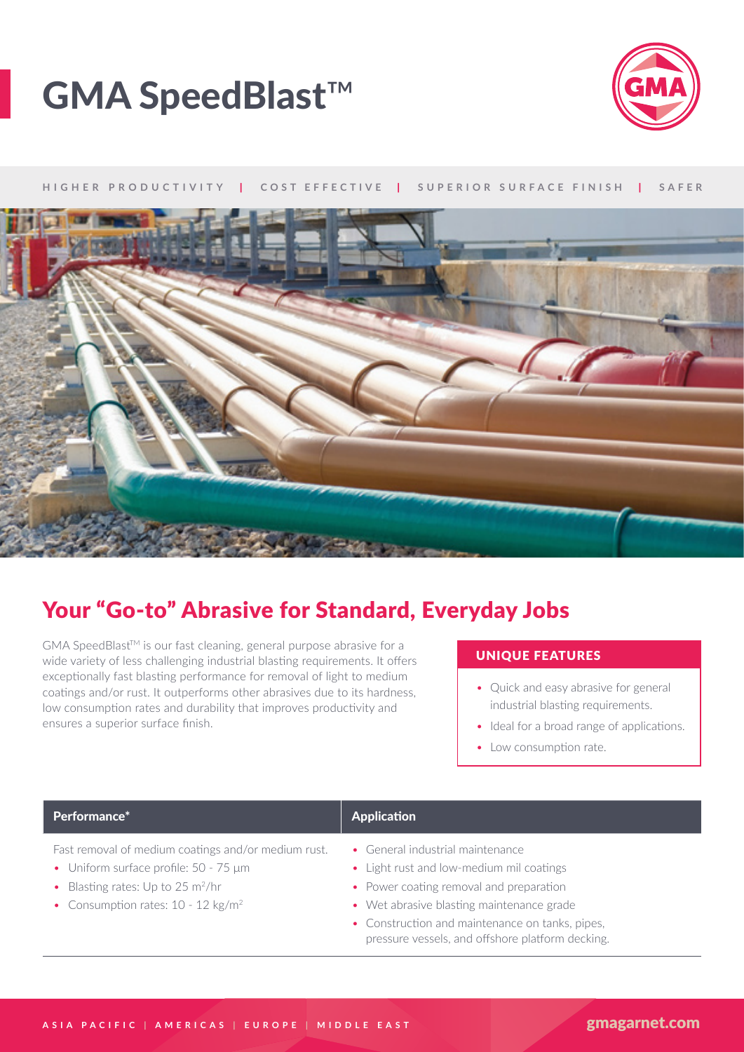# GMA SpeedBlast™

HIGHER PRODUCTIVITY | COST EFFECTIVE | SUPERIOR SURFACE FINISH | SAFER

## Your "Go-to" Abrasive for Standard, Everyday Jobs

GMA SpeedBlast™ is our fast cleaning, general purpose abrasive for a wide variety of less challenging industrial blasting requirements. It offers exceptionally fast blasting performance for removal of light to medium coatings and/or rust. It outperforms other abrasives due to its hardness, low consumption rates and durability that improves productivity and ensures a superior surface finish.

### UNIQUE FEATURES

- Quick and easy abrasive for general industrial blasting requirements.
- Ideal for a broad range of applications.
- Low consumption rate.

| Performance* | Application |
| --- | --- |
| Fast removal of medium coatings and/or medium rust.<br>• Uniform surface profile: 50 - 75 µm<br>• Blasting rates: Up to 25 $m^2$/hr<br>• Consumption rates: 10 - 12 kg/$m^2$ | • General industrial maintenance<br>• Light rust and low-medium mil coatings<br>• Power coating removal and preparation<br>• Wet abrasive blasting maintenance grade<br>• Construction and maintenance on tanks, pipes, pressure vessels, and offshore platform decking. |

ASIA PACIFIC | AMERICAS | EUROPE | MIDDLE EAST

gmagarnet.com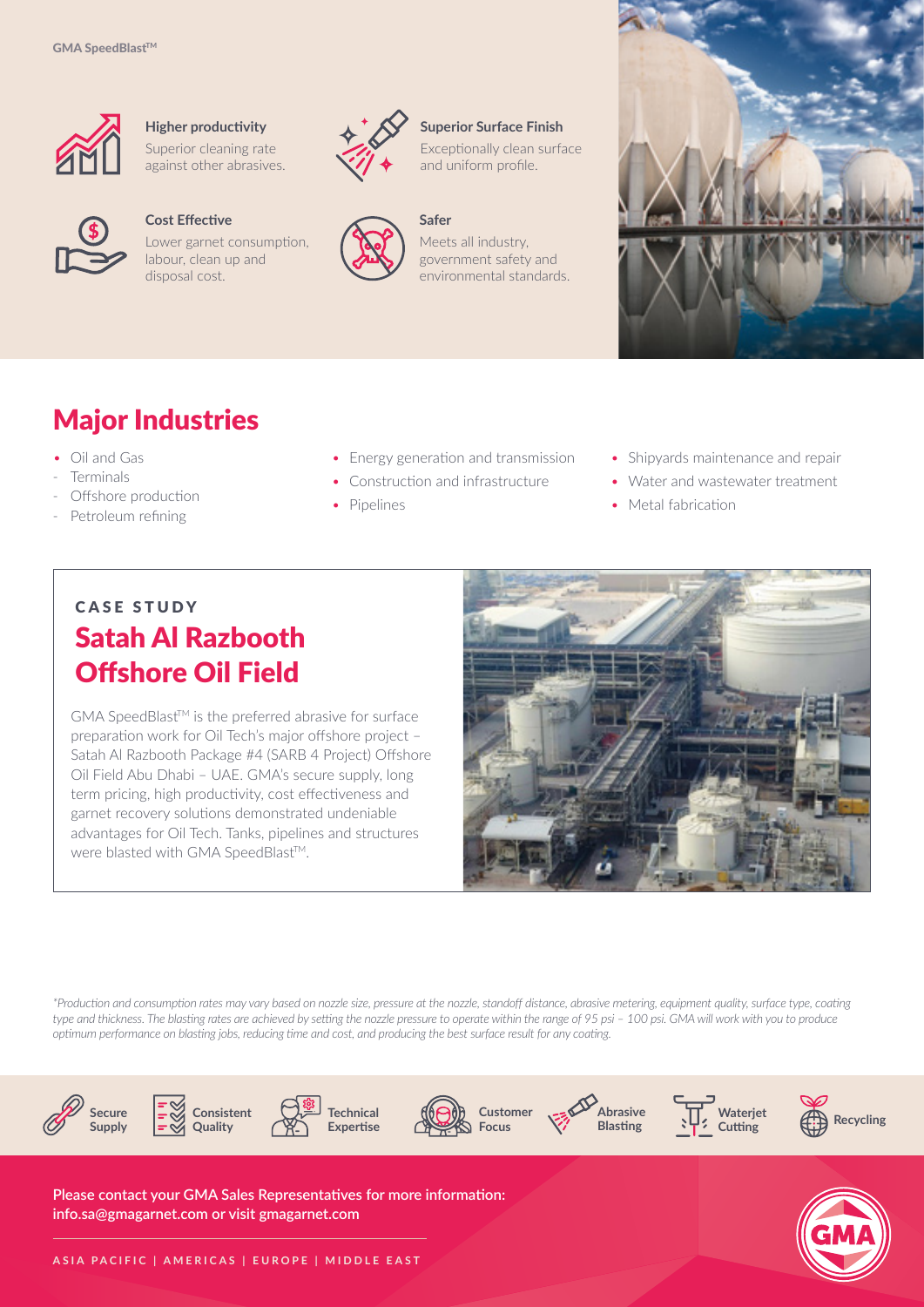**Higher productivity**
Superior cleaning rate against other abrasives.

**Superior Surface Finish**
Exceptionally clean surface and uniform profile.

**Cost Effective**
Lower garnet consumption, labour, clean up and disposal cost.

**Safer**
Meets all industry, government safety and environmental standards.

# Major Industries

- Oil and Gas
  - Terminals
  - Offshore production
  - Petroleum refining
- Energy generation and transmission
- Construction and infrastructure
- Pipelines
- Shipyards maintenance and repair
- Water and wastewater treatment
- Metal fabrication

## CASE STUDY

## Satah Al Razbooth Offshore Oil Field

GMA SpeedBlast™ is the preferred abrasive for surface preparation work for Oil Tech's major offshore project – Satah Al Razbooth Package #4 (SARB 4 Project) Offshore Oil Field Abu Dhabi – UAE. GMA's secure supply, long term pricing, high productivity, cost effectiveness and garnet recovery solutions demonstrated undeniable advantages for Oil Tech. Tanks, pipelines and structures were blasted with GMA SpeedBlast™.

*\*Production and consumption rates may vary based on nozzle size, pressure at the nozzle, standoff distance, abrasive metering, equipment quality, surface type, coating type and thickness. The blasting rates are achieved by setting the nozzle pressure to operate within the range of 95 psi – 100 psi. GMA will work with you to produce optimum performance on blasting jobs, reducing time and cost, and producing the best surface result for any coating.*

**Secure Supply** | **Consistent Quality** | **Technical Expertise** | **Customer Focus** | **Abrasive Blasting** | **Waterjet Cutting** | **Recycling**

**Please contact your GMA Sales Representatives for more information: info.sa@gmagarnet.com or visit gmagarnet.com**

ASIA PACIFIC | AMERICAS | EUROPE | MIDDLE EAST